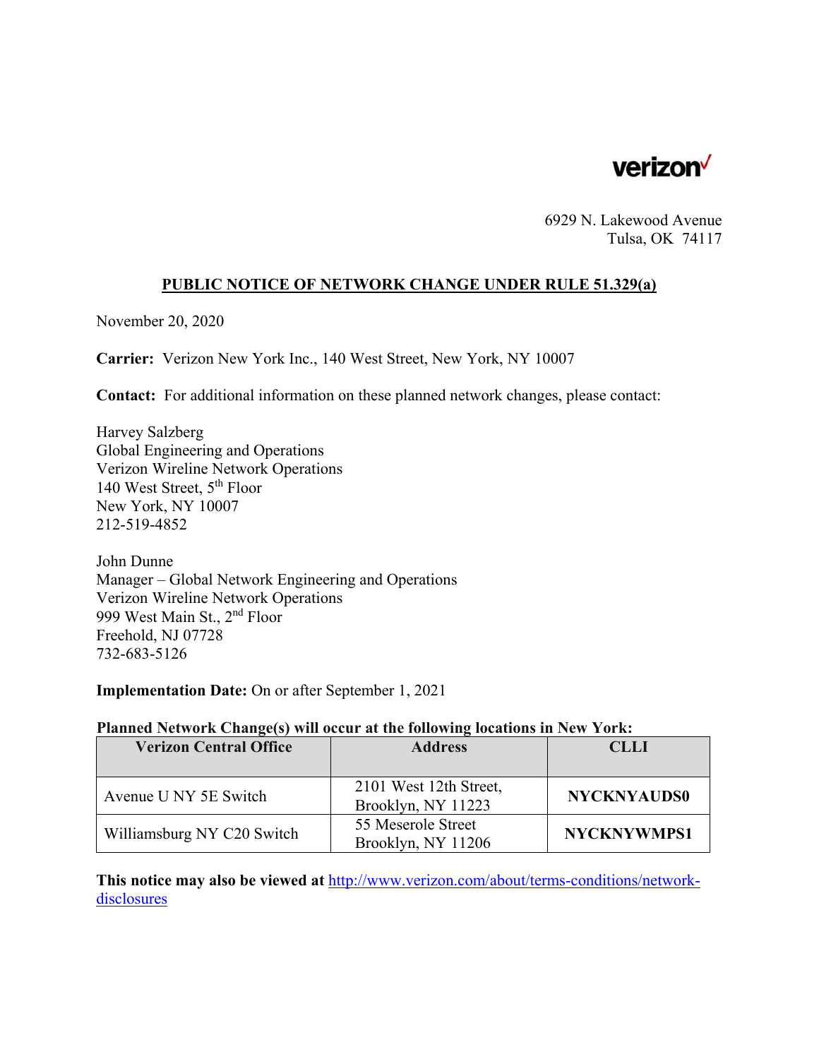verizon✓

6929 N. Lakewood Avenue
Tulsa, OK 74117

**PUBLIC NOTICE OF NETWORK CHANGE UNDER RULE 51.329(a)**

November 20, 2020

**Carrier:** Verizon New York Inc., 140 West Street, New York, NY 10007

**Contact:** For additional information on these planned network changes, please contact:

Harvey Salzberg
Global Engineering and Operations
Verizon Wireline Network Operations
140 West Street, 5th Floor
New York, NY 10007
212-519-4852

John Dunne
Manager – Global Network Engineering and Operations
Verizon Wireline Network Operations
999 West Main St., 2nd Floor
Freehold, NJ 07728
732-683-5126

**Implementation Date:** On or after September 1, 2021

**Planned Network Change(s) will occur at the following locations in New York:**

| Verizon Central Office | Address | CLLI |
|---|---|---|
| Avenue U NY 5E Switch | 2101 West 12th Street, Brooklyn, NY 11223 | **NYCKNYAUDS0** |
| Williamsburg NY C20 Switch | 55 Meserole Street Brooklyn, NY 11206 | **NYCKNYWMPS1** |

**This notice may also be viewed at** http://www.verizon.com/about/terms-conditions/network-disclosures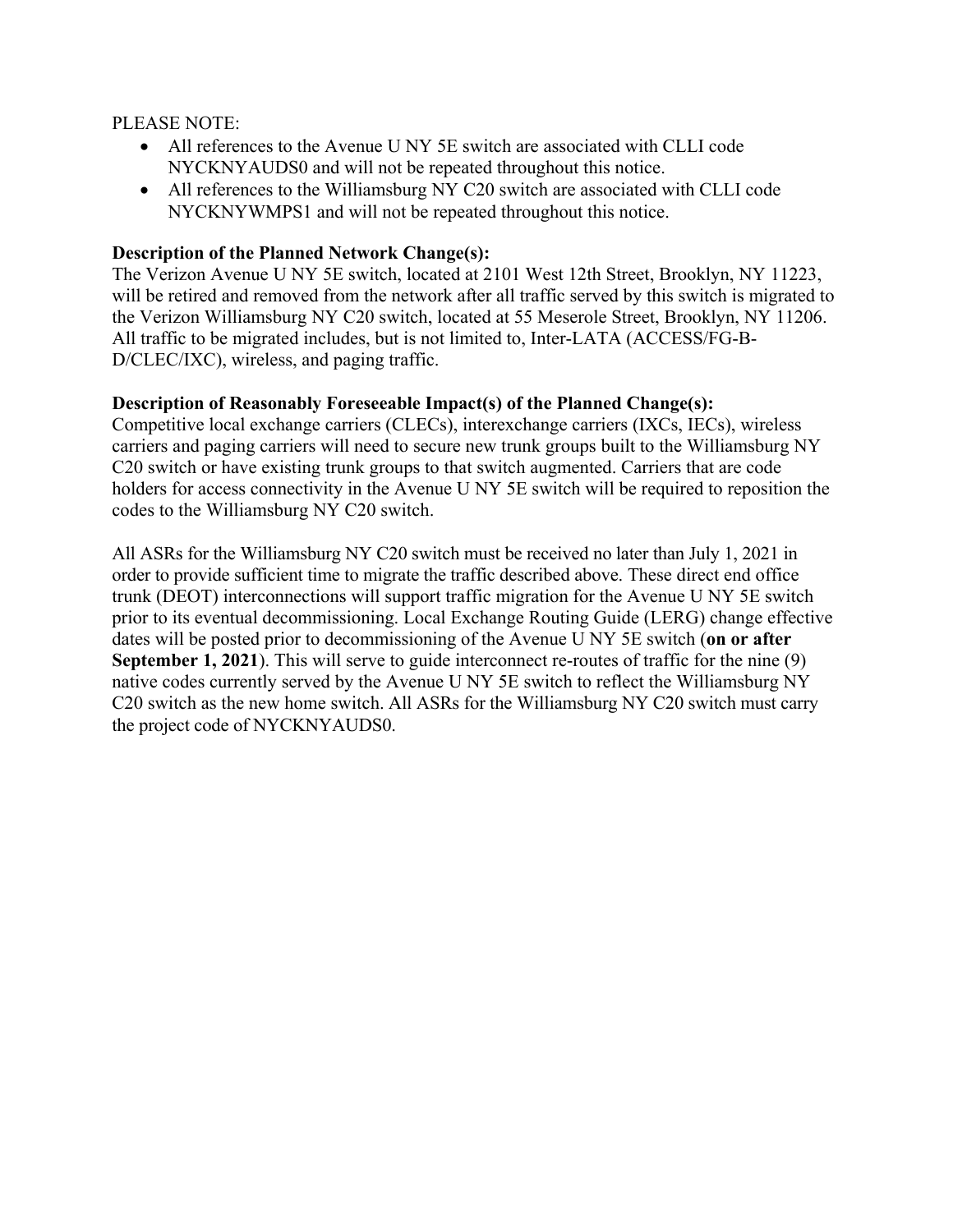PLEASE NOTE:

- All references to the Avenue U NY 5E switch are associated with CLLI code NYCKNYAUDS0 and will not be repeated throughout this notice.
- All references to the Williamsburg NY C20 switch are associated with CLLI code NYCKNYWMPS1 and will not be repeated throughout this notice.

**Description of the Planned Network Change(s):**
The Verizon Avenue U NY 5E switch, located at 2101 West 12th Street, Brooklyn, NY 11223, will be retired and removed from the network after all traffic served by this switch is migrated to the Verizon Williamsburg NY C20 switch, located at 55 Meserole Street, Brooklyn, NY 11206. All traffic to be migrated includes, but is not limited to, Inter-LATA (ACCESS/FG-B-D/CLEC/IXC), wireless, and paging traffic.

**Description of Reasonably Foreseeable Impact(s) of the Planned Change(s):**
Competitive local exchange carriers (CLECs), interexchange carriers (IXCs, IECs), wireless carriers and paging carriers will need to secure new trunk groups built to the Williamsburg NY C20 switch or have existing trunk groups to that switch augmented. Carriers that are code holders for access connectivity in the Avenue U NY 5E switch will be required to reposition the codes to the Williamsburg NY C20 switch.

All ASRs for the Williamsburg NY C20 switch must be received no later than July 1, 2021 in order to provide sufficient time to migrate the traffic described above. These direct end office trunk (DEOT) interconnections will support traffic migration for the Avenue U NY 5E switch prior to its eventual decommissioning. Local Exchange Routing Guide (LERG) change effective dates will be posted prior to decommissioning of the Avenue U NY 5E switch (**on or after September 1, 2021**). This will serve to guide interconnect re-routes of traffic for the nine (9) native codes currently served by the Avenue U NY 5E switch to reflect the Williamsburg NY C20 switch as the new home switch. All ASRs for the Williamsburg NY C20 switch must carry the project code of NYCKNYAUDS0.